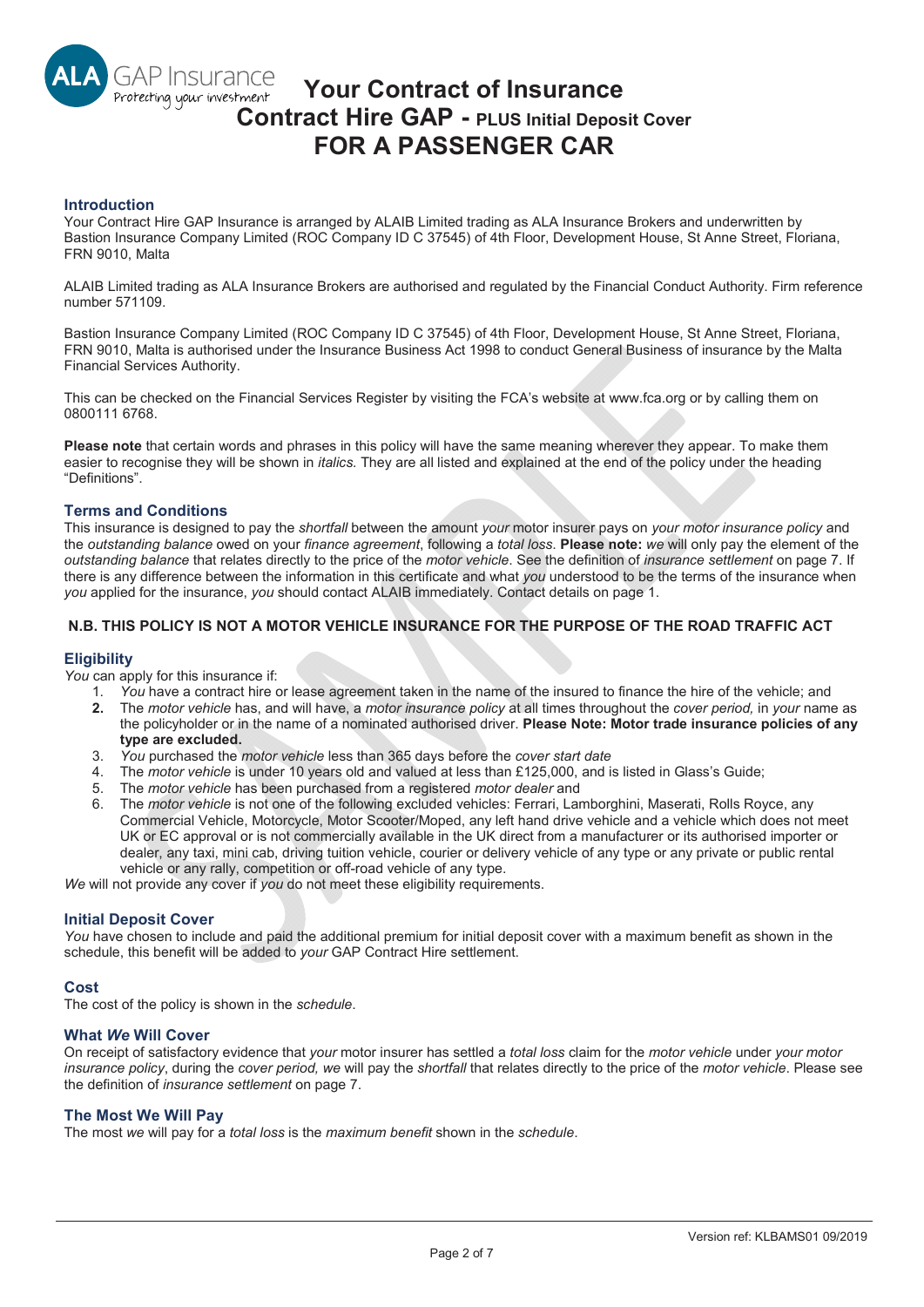# Your Contract of Insurance

## Contract Hire GAP - PLUS Initial Deposit Cover

## FOR A PASSENGER CAR

### Introduction

Your Contract Hire GAP Insurance is arranged by ALAIB Limited trading as ALA Insurance Brokers and underwritten by Bastion Insurance Company Limited (ROC Company ID C 37545) of 4th Floor, Development House, St Anne Street, Floriana, FRN 9010, Malta

ALAIB Limited trading as ALA Insurance Brokers are authorised and regulated by the Financial Conduct Authority. Firm reference number 571109.

Bastion Insurance Company Limited (ROC Company ID C 37545) of 4th Floor, Development House, St Anne Street, Floriana, FRN 9010, Malta is authorised under the Insurance Business Act 1998 to conduct General Business of insurance by the Malta Financial Services Authority.

This can be checked on the Financial Services Register by visiting the FCA's website at www.fca.org or by calling them on 0800111 6768.

**Please note** that certain words and phrases in this policy will have the same meaning wherever they appear. To make them easier to recognise they will be shown in *italics.* They are all listed and explained at the end of the policy under the heading "Definitions".

### Terms and Conditions

This insurance is designed to pay the *shortfall* between the amount *your* motor insurer pays on *your motor insurance policy* and the *outstanding balance* owed on your *finance agreement*, following a *total loss*. **Please note:** *we* will only pay the element of the *outstanding balance* that relates directly to the price of the *motor vehicle*. See the definition of *insurance settlement* on page 7. If there is any difference between the information in this certificate and what *you* understood to be the terms of the insurance when *you* applied for the insurance, *you* should contact ALAIB immediately. Contact details on page 1.

**N.B. THIS POLICY IS NOT A MOTOR VEHICLE INSURANCE FOR THE PURPOSE OF THE ROAD TRAFFIC ACT**

### Eligibility

*You* can apply for this insurance if:

1. *You* have a contract hire or lease agreement taken in the name of the insured to finance the hire of the vehicle; and
2. The *motor vehicle* has, and will have, a *motor insurance policy* at all times throughout the *cover period,* in *your* name as the policyholder or in the name of a nominated authorised driver. **Please Note: Motor trade insurance policies of any type are excluded.**
3. *You* purchased the *motor vehicle* less than 365 days before the *cover start date*
4. The *motor vehicle* is under 10 years old and valued at less than £125,000, and is listed in Glass's Guide;
5. The *motor vehicle* has been purchased from a registered *motor dealer* and
6. The *motor vehicle* is not one of the following excluded vehicles: Ferrari, Lamborghini, Maserati, Rolls Royce, any Commercial Vehicle, Motorcycle, Motor Scooter/Moped, any left hand drive vehicle and a vehicle which does not meet UK or EC approval or is not commercially available in the UK direct from a manufacturer or its authorised importer or dealer, any taxi, mini cab, driving tuition vehicle, courier or delivery vehicle of any type or any private or public rental vehicle or any rally, competition or off-road vehicle of any type.

*We* will not provide any cover if *you* do not meet these eligibility requirements.

### Initial Deposit Cover

*You* have chosen to include and paid the additional premium for initial deposit cover with a maximum benefit as shown in the schedule, this benefit will be added to *your* GAP Contract Hire settlement.

### Cost

The cost of the policy is shown in the *schedule*.

### What *We* Will Cover

On receipt of satisfactory evidence that *your* motor insurer has settled a *total loss* claim for the *motor vehicle* under *your motor insurance policy*, during the *cover period, we* will pay the *shortfall* that relates directly to the price of the *motor vehicle*. Please see the definition of *insurance settlement* on page 7.

### The Most We Will Pay

The most *we* will pay for a *total loss* is the *maximum benefit* shown in the *schedule.*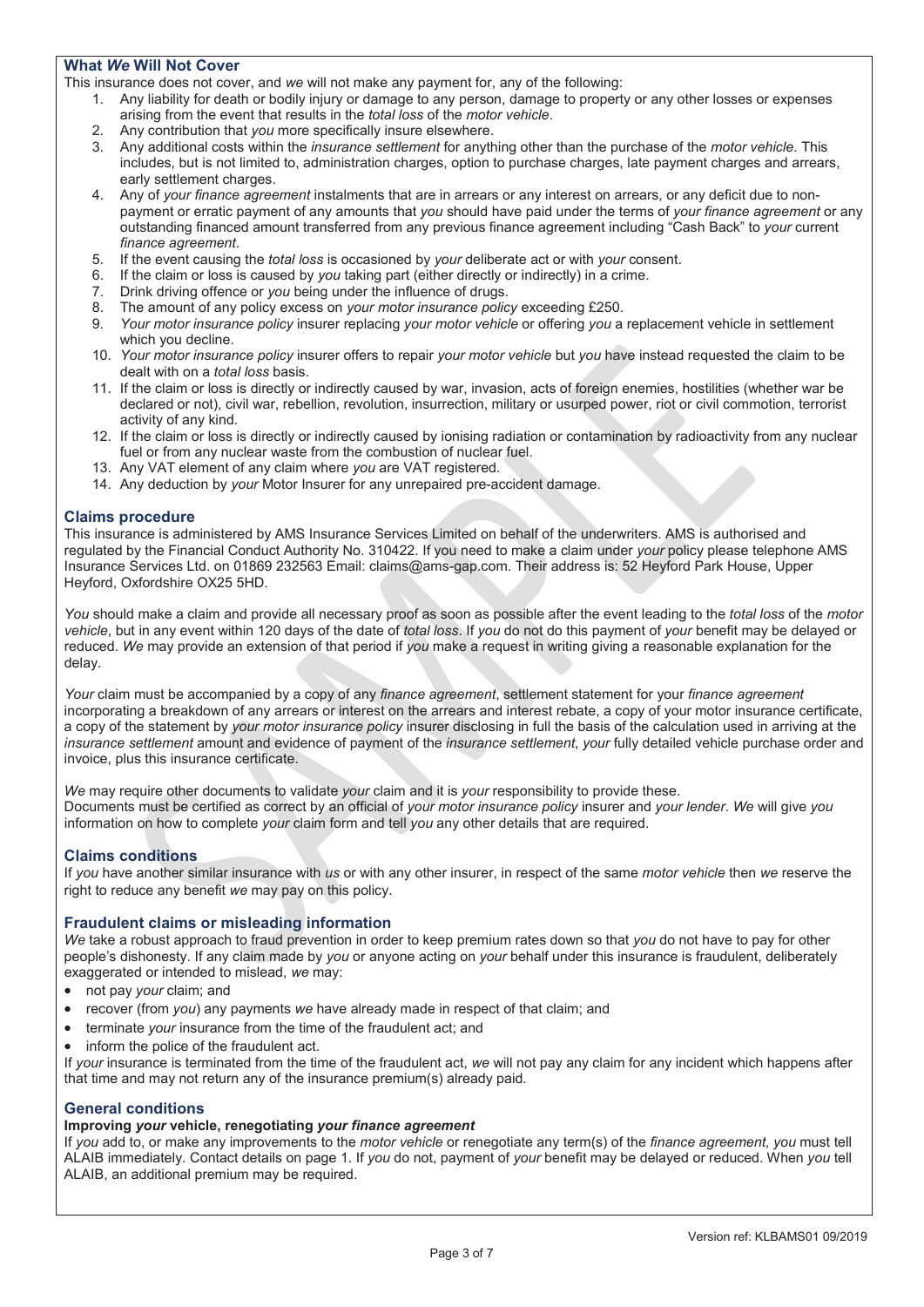## What *We* Will Not Cover

This insurance does not cover, and *we* will not make any payment for, any of the following:

1. Any liability for death or bodily injury or damage to any person, damage to property or any other losses or expenses arising from the event that results in the *total loss* of the *motor vehicle*.
2. Any contribution that *you* more specifically insure elsewhere.
3. Any additional costs within the *insurance settlement* for anything other than the purchase of the *motor vehicle*. This includes, but is not limited to, administration charges, option to purchase charges, late payment charges and arrears, early settlement charges.
4. Any of *your finance agreement* instalments that are in arrears or any interest on arrears, or any deficit due to non-payment or erratic payment of any amounts that *you* should have paid under the terms of *your finance agreement* or any outstanding financed amount transferred from any previous finance agreement including "Cash Back" to *your* current *finance agreement*.
5. If the event causing the *total loss* is occasioned by *your* deliberate act or with *your* consent.
6. If the claim or loss is caused by *you* taking part (either directly or indirectly) in a crime.
7. Drink driving offence or *you* being under the influence of drugs.
8. The amount of any policy excess on *your motor insurance policy* exceeding £250.
9. *Your motor insurance policy* insurer replacing *your motor vehicle* or offering *you* a replacement vehicle in settlement which you decline.
10. *Your motor insurance policy* insurer offers to repair *your motor vehicle* but *you* have instead requested the claim to be dealt with on a *total loss* basis.
11. If the claim or loss is directly or indirectly caused by war, invasion, acts of foreign enemies, hostilities (whether war be declared or not), civil war, rebellion, revolution, insurrection, military or usurped power, riot or civil commotion, terrorist activity of any kind.
12. If the claim or loss is directly or indirectly caused by ionising radiation or contamination by radioactivity from any nuclear fuel or from any nuclear waste from the combustion of nuclear fuel.
13. Any VAT element of any claim where *you* are VAT registered.
14. Any deduction by *your* Motor Insurer for any unrepaired pre-accident damage.

## Claims procedure

This insurance is administered by AMS Insurance Services Limited on behalf of the underwriters. AMS is authorised and regulated by the Financial Conduct Authority No. 310422. If you need to make a claim under *your* policy please telephone AMS Insurance Services Ltd. on 01869 232563 Email: claims@ams-gap.com. Their address is: 52 Heyford Park House, Upper Heyford, Oxfordshire OX25 5HD.

*You* should make a claim and provide all necessary proof as soon as possible after the event leading to the *total loss* of the *motor vehicle*, but in any event within 120 days of the date of *total loss*. If *you* do not do this payment of *your* benefit may be delayed or reduced. *We* may provide an extension of that period if *you* make a request in writing giving a reasonable explanation for the delay.

*Your* claim must be accompanied by a copy of any *finance agreement*, settlement statement for your *finance agreement* incorporating a breakdown of any arrears or interest on the arrears and interest rebate, a copy of your motor insurance certificate, a copy of the statement by *your motor insurance policy* insurer disclosing in full the basis of the calculation used in arriving at the *insurance settlement* amount and evidence of payment of the *insurance settlement*, *your* fully detailed vehicle purchase order and invoice, plus this insurance certificate.

*We* may require other documents to validate *your* claim and it is *your* responsibility to provide these.
Documents must be certified as correct by an official of *your motor insurance policy* insurer and *your lender*. *We* will give *you* information on how to complete *your* claim form and tell *you* any other details that are required.

## Claims conditions

If *you* have another similar insurance with *us* or with any other insurer, in respect of the same *motor vehicle* then *we* reserve the right to reduce any benefit *we* may pay on this policy.

## Fraudulent claims or misleading information

*We* take a robust approach to fraud prevention in order to keep premium rates down so that *you* do not have to pay for other people's dishonesty. If any claim made by *you* or anyone acting on *your* behalf under this insurance is fraudulent, deliberately exaggerated or intended to mislead, *we* may:

- not pay *your* claim; and
- recover (from *you*) any payments *we* have already made in respect of that claim; and
- terminate *your* insurance from the time of the fraudulent act; and
- inform the police of the fraudulent act.

If *your* insurance is terminated from the time of the fraudulent act, *we* will not pay any claim for any incident which happens after that time and may not return any of the insurance premium(s) already paid.

## General conditions

**Improving *your* vehicle, renegotiating *your finance agreement***

If *you* add to, or make any improvements to the *motor vehicle* or renegotiate any term(s) of the *finance agreement, you* must tell ALAIB immediately. Contact details on page 1. If *you* do not, payment of *your* benefit may be delayed or reduced. When *you* tell ALAIB, an additional premium may be required.

Version ref: KLBAMS01 09/2019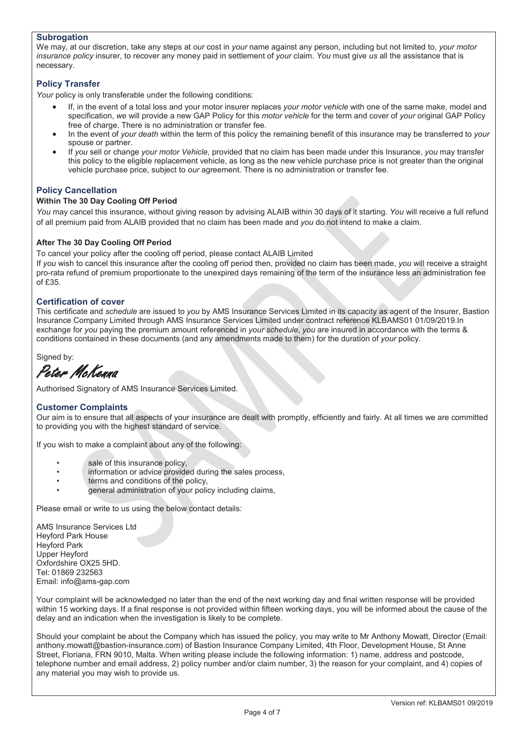## Subrogation

We may, at our discretion, take any steps at *our* cost in *your* name against any person, including but not limited to, *your motor insurance policy* insurer, to recover any money paid in settlement of *your* claim. *You* must give *us* all the assistance that is necessary.

## Policy Transfer

*Your* policy is only transferable under the following conditions:

- If, in the event of a total loss and your motor insurer replaces *your motor vehicle* with one of the same make, model and specification, *we* will provide a new GAP Policy for this *motor vehicle* for the term and cover of *your* original GAP Policy free of charge. There is no administration or transfer fee.
- In the event of *your death* within the term of this policy the remaining benefit of this insurance may be transferred to *your* spouse or partner.
- If *you* sell or change *your motor Vehicle*, provided that no claim has been made under this Insurance, *you* may transfer this policy to the eligible replacement vehicle, as long as the new vehicle purchase price is not greater than the original vehicle purchase price, subject to *our* agreement. There is no administration or transfer fee.

## Policy Cancellation

**Within The 30 Day Cooling Off Period**

*You* may cancel this insurance, without giving reason by advising ALAIB within 30 days of it starting. *You* will receive a full refund of all premium paid from ALAIB provided that no claim has been made and *you* do not intend to make a claim.

**After The 30 Day Cooling Off Period**

To cancel your policy after the cooling off period, please contact ALAIB Limited

If *you* wish to cancel this insurance after the cooling off period then, provided no claim has been made, *you* will receive a straight pro-rata refund of premium proportionate to the unexpired days remaining of the term of the insurance less an administration fee of £35.

## Certification of cover

This certificate and *schedule* are issued to *you* by AMS Insurance Services Limited in its capacity as agent of the Insurer, Bastion Insurance Company Limited through AMS Insurance Services Limited under contract reference KLBAMS01 01/09/2019.In exchange for *you* paying the premium amount referenced in *your schedule*, *you* are insured in accordance with the terms & conditions contained in these documents (and any amendments made to them) for the duration of *your* policy.

Signed by:

*Peter McKenna*

Authorised Signatory of AMS Insurance Services Limited.

## Customer Complaints

Our aim is to ensure that all aspects of your insurance are dealt with promptly, efficiently and fairly. At all times we are committed to providing you with the highest standard of service.

If you wish to make a complaint about any of the following:

- sale of this insurance policy,
- information or advice provided during the sales process,
- terms and conditions of the policy,
- general administration of your policy including claims,

Please email or write to us using the below contact details:

AMS Insurance Services Ltd
Heyford Park House
Heyford Park
Upper Heyford
Oxfordshire OX25 5HD.
Tel: 01869 232563
Email: info@ams-gap.com

Your complaint will be acknowledged no later than the end of the next working day and final written response will be provided within 15 working days. If a final response is not provided within fifteen working days, you will be informed about the cause of the delay and an indication when the investigation is likely to be complete.

Should your complaint be about the Company which has issued the policy, you may write to Mr Anthony Mowatt, Director (Email: anthony.mowatt@bastion-insurance.com) of Bastion Insurance Company Limited, 4th Floor, Development House, St Anne Street, Floriana, FRN 9010, Malta. When writing please include the following information: 1) name, address and postcode, telephone number and email address, 2) policy number and/or claim number, 3) the reason for your complaint, and 4) copies of any material you may wish to provide us.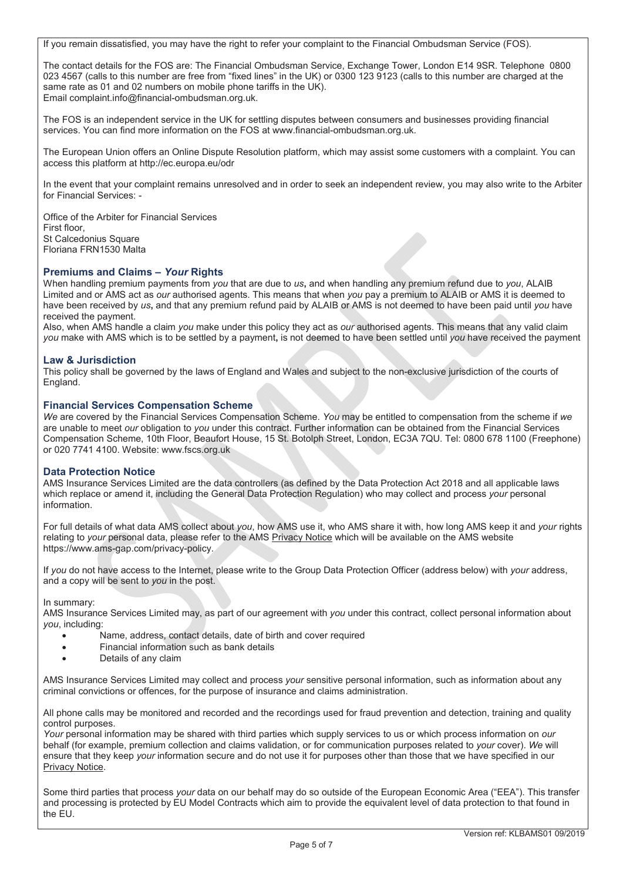If you remain dissatisfied, you may have the right to refer your complaint to the Financial Ombudsman Service (FOS).

The contact details for the FOS are: The Financial Ombudsman Service, Exchange Tower, London E14 9SR. Telephone 0800 023 4567 (calls to this number are free from "fixed lines" in the UK) or 0300 123 9123 (calls to this number are charged at the same rate as 01 and 02 numbers on mobile phone tariffs in the UK). Email complaint.info@financial-ombudsman.org.uk.

The FOS is an independent service in the UK for settling disputes between consumers and businesses providing financial services. You can find more information on the FOS at www.financial-ombudsman.org.uk.

The European Union offers an Online Dispute Resolution platform, which may assist some customers with a complaint. You can access this platform at http://ec.europa.eu/odr

In the event that your complaint remains unresolved and in order to seek an independent review, you may also write to the Arbiter for Financial Services: -

Office of the Arbiter for Financial Services
First floor,
St Calcedonius Square
Floriana FRN1530 Malta

### Premiums and Claims – *Your* Rights

When handling premium payments from *you* that are due to *us*, and when handling any premium refund due to *you*, ALAIB Limited and or AMS act as *our* authorised agents. This means that when *you* pay a premium to ALAIB or AMS it is deemed to have been received by *us*, and that any premium refund paid by ALAIB or AMS is not deemed to have been paid until *you* have received the payment.

Also, when AMS handle a claim *you* make under this policy they act as *our* authorised agents. This means that any valid claim *you* make with AMS which is to be settled by a payment, is not deemed to have been settled until *you* have received the payment

### Law & Jurisdiction

This policy shall be governed by the laws of England and Wales and subject to the non-exclusive jurisdiction of the courts of England.

### Financial Services Compensation Scheme

*We* are covered by the Financial Services Compensation Scheme. *You* may be entitled to compensation from the scheme if *we* are unable to meet *our* obligation to *you* under this contract. Further information can be obtained from the Financial Services Compensation Scheme, 10th Floor, Beaufort House, 15 St. Botolph Street, London, EC3A 7QU. Tel: 0800 678 1100 (Freephone) or 020 7741 4100. Website: www.fscs.org.uk

### Data Protection Notice

AMS Insurance Services Limited are the data controllers (as defined by the Data Protection Act 2018 and all applicable laws which replace or amend it, including the General Data Protection Regulation) who may collect and process *your* personal information.

For full details of what data AMS collect about *you*, how AMS use it, who AMS share it with, how long AMS keep it and *your* rights relating to *your* personal data, please refer to the AMS Privacy Notice which will be available on the AMS website https://www.ams-gap.com/privacy-policy.

If *you* do not have access to the Internet, please write to the Group Data Protection Officer (address below) with *your* address, and a copy will be sent to *you* in the post.

In summary:
AMS Insurance Services Limited may, as part of our agreement with *you* under this contract, collect personal information about *you*, including:

- Name, address, contact details, date of birth and cover required
- Financial information such as bank details
- Details of any claim

AMS Insurance Services Limited may collect and process *your* sensitive personal information, such as information about any criminal convictions or offences, for the purpose of insurance and claims administration.

All phone calls may be monitored and recorded and the recordings used for fraud prevention and detection, training and quality control purposes.
*Your* personal information may be shared with third parties which supply services to us or which process information on *our* behalf (for example, premium collection and claims validation, or for communication purposes related to *your* cover). *We* will ensure that they keep *your* information secure and do not use it for purposes other than those that we have specified in our Privacy Notice.

Some third parties that process *your* data on our behalf may do so outside of the European Economic Area ("EEA"). This transfer and processing is protected by EU Model Contracts which aim to provide the equivalent level of data protection to that found in the EU.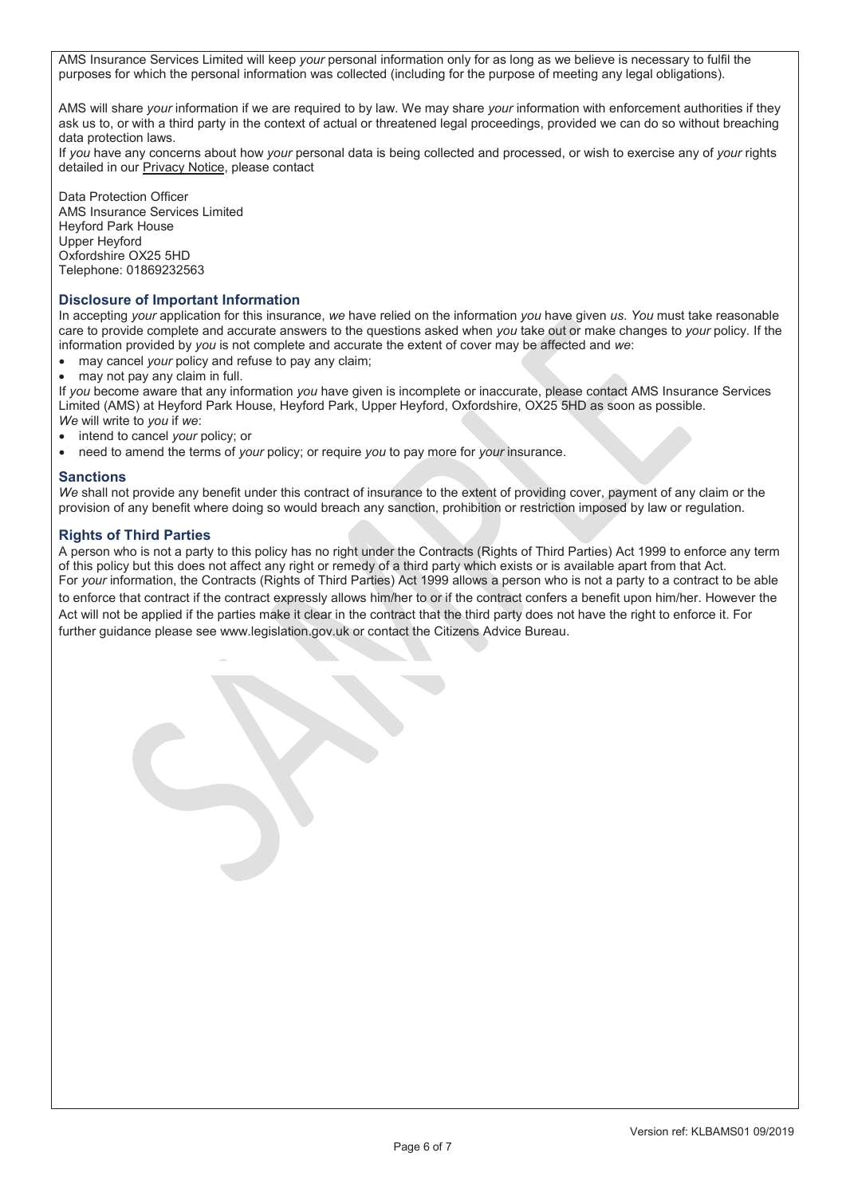AMS Insurance Services Limited will keep *your* personal information only for as long as we believe is necessary to fulfil the purposes for which the personal information was collected (including for the purpose of meeting any legal obligations).

AMS will share *your* information if we are required to by law. We may share *your* information with enforcement authorities if they ask us to, or with a third party in the context of actual or threatened legal proceedings, provided we can do so without breaching data protection laws.
If *you* have any concerns about how *your* personal data is being collected and processed, or wish to exercise any of *your* rights detailed in our Privacy Notice, please contact

Data Protection Officer
AMS Insurance Services Limited
Heyford Park House
Upper Heyford
Oxfordshire OX25 5HD
Telephone: 01869232563

### Disclosure of Important Information

In accepting *your* application for this insurance, *we* have relied on the information *you* have given *us*. *You* must take reasonable care to provide complete and accurate answers to the questions asked when *you* take out or make changes to *your* policy. If the information provided by *you* is not complete and accurate the extent of cover may be affected and *we*:

- may cancel *your* policy and refuse to pay any claim;
- may not pay any claim in full.

If *you* become aware that any information *you* have given is incomplete or inaccurate, please contact AMS Insurance Services Limited (AMS) at Heyford Park House, Heyford Park, Upper Heyford, Oxfordshire, OX25 5HD as soon as possible.
*We* will write to *you* if *we*:

- intend to cancel *your* policy; or
- need to amend the terms of *your* policy; or require *you* to pay more for *your* insurance.

### Sanctions

*We* shall not provide any benefit under this contract of insurance to the extent of providing cover, payment of any claim or the provision of any benefit where doing so would breach any sanction, prohibition or restriction imposed by law or regulation.

### Rights of Third Parties

A person who is not a party to this policy has no right under the Contracts (Rights of Third Parties) Act 1999 to enforce any term of this policy but this does not affect any right or remedy of a third party which exists or is available apart from that Act.
For *your* information, the Contracts (Rights of Third Parties) Act 1999 allows a person who is not a party to a contract to be able to enforce that contract if the contract expressly allows him/her to or if the contract confers a benefit upon him/her. However the Act will not be applied if the parties make it clear in the contract that the third party does not have the right to enforce it. For further guidance please see www.legislation.gov.uk or contact the Citizens Advice Bureau.

Version ref: KLBAMS01 09/2019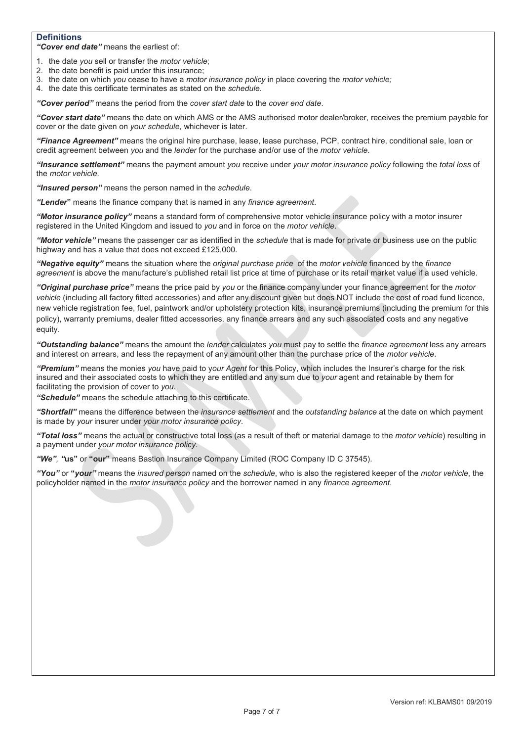## Definitions

***"Cover end date"*** means the earliest of:

1. the date *you* sell or transfer the *motor vehicle*;
2. the date benefit is paid under this insurance;
3. the date on which *you* cease to have a *motor insurance policy* in place covering the *motor vehicle;*
4. the date this certificate terminates as stated on the *schedule.*

***"Cover period"*** means the period from the *cover start date* to the *cover end date*.

***"Cover start date"*** means the date on which AMS or the AMS authorised motor dealer/broker, receives the premium payable for cover or the date given on *your schedule,* whichever is later.

***"Finance Agreement"*** means the original hire purchase, lease, lease purchase, PCP, contract hire, conditional sale, loan or credit agreement between *you* and the *lender* for the purchase and/or use of the *motor vehicle*.

***"Insurance settlement"*** means the payment amount *you* receive under *your motor insurance policy* following the *total loss* of the *motor vehicle.*

***"Insured person"*** means the person named in the *schedule*.

***"Lender"*** means the finance company that is named in any *finance agreement*.

***"Motor insurance policy"*** means a standard form of comprehensive motor vehicle insurance policy with a motor insurer registered in the United Kingdom and issued to *you* and in force on the *motor vehicle*.

***"Motor vehicle"*** means the passenger car as identified in the *schedule* that is made for private or business use on the public highway and has a value that does not exceed £125,000.

***"Negative equity"*** means the situation where the *original purchase price* of the *motor vehicle* financed by the *finance agreement* is above the manufacture's published retail list price at time of purchase or its retail market value if a used vehicle.

***"Original purchase price"*** means the price paid by *you* or the finance company under your finance agreement for the *motor vehicle* (including all factory fitted accessories) and after any discount given but does NOT include the cost of road fund licence, new vehicle registration fee, fuel, paintwork and/or upholstery protection kits, insurance premiums (including the premium for this policy), warranty premiums, dealer fitted accessories, any finance arrears and any such associated costs and any negative equity.

***"Outstanding balance"*** means the amount the *lender* calculates *you* must pay to settle the *finance agreement* less any arrears and interest on arrears, and less the repayment of any amount other than the purchase price of the *motor vehicle*.

***"Premium"*** means the monies *you* have paid to y*our Agent* for this Policy, which includes the Insurer's charge for the risk insured and their associated costs to which they are entitled and any sum due to *your* agent and retainable by them for facilitating the provision of cover to *you*.

***"Schedule"*** means the schedule attaching to this certificate.

***"Shortfall"*** means the difference between the *insurance settlement* and the *outstanding balance* at the date on which payment is made by *your* insurer under *your motor insurance policy*.

***"Total loss"*** means the actual or constructive total loss (as a result of theft or material damage to the *motor vehicle*) resulting in a payment under *your motor insurance policy*.

***"We", "*us"** or **"our"** means Bastion Insurance Company Limited (ROC Company ID C 37545).

***"You"*** or **"*your*"** means the *insured person* named on the *schedule*, who is also the registered keeper of the *motor vehicle*, the policyholder named in the *motor insurance policy* and the borrower named in any *finance agreement*.

Version ref: KLBAMS01 09/2019